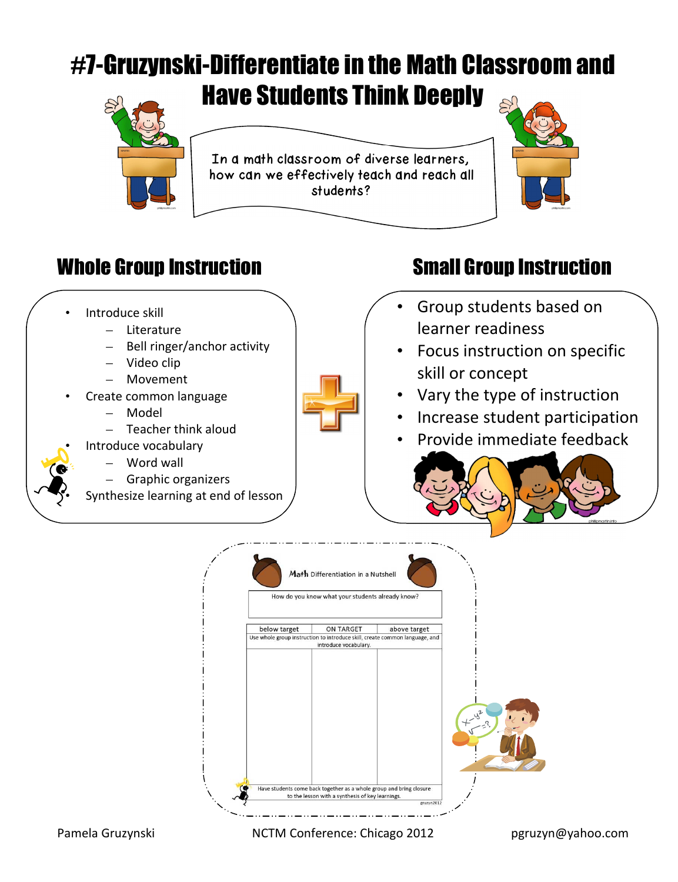# #7-Gruzynski-Differentiate in the Math Classroom and Have Students Think Deeply

In a math classroom of diverse learners, how can we effectively teach and reach all students?

## Whole Group Instruction

- Introduce skill
  - Literature
  - Bell ringer/anchor activity
  - Video clip
  - Movement
- Create common language
  - Model
  - Teacher think aloud
- Introduce vocabulary
  - Word wall
  - Graphic organizers
- Synthesize learning at end of lesson

## Small Group Instruction

- Group students based on learner readiness
- Focus instruction on specific skill or concept
- Vary the type of instruction
- Increase student participation
- Provide immediate feedback

### Math Differentiation in a Nutshell

How do you know what your students already know?

| below target | ON TARGET | above target |
|---|---|---|
| Use whole group instruction to introduce skill, create common language, and introduce vocabulary. | | |
| | | |

Have students come back together as a whole group and bring closure to the lesson with a synthesis of key learnings.

gruzyn2012

Pamela Gruzynski — NCTM Conference: Chicago 2012 — pgruzyn@yahoo.com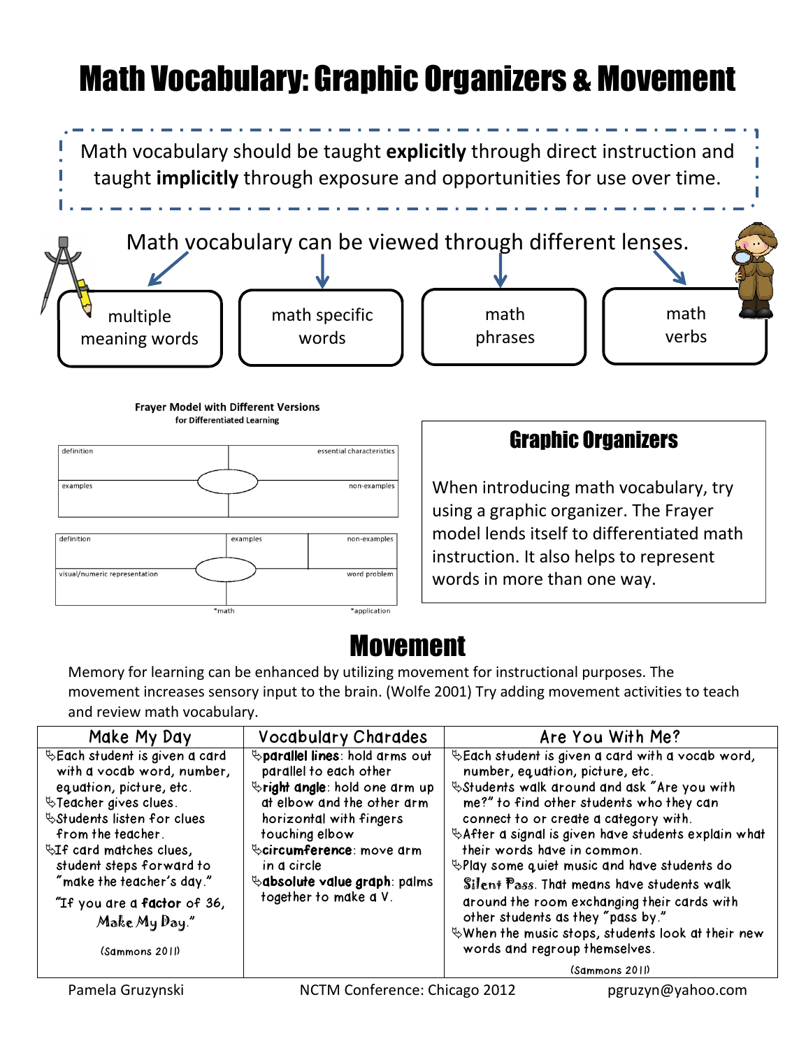# Math Vocabulary: Graphic Organizers & Movement

Math vocabulary should be taught **explicitly** through direct instruction and taught **implicitly** through exposure and opportunities for use over time.

Math vocabulary can be viewed through different lenses.

- multiple meaning words
- math specific words
- math phrases
- math verbs

**Frayer Model with Different Versions**
**for Differentiated Learning**

| definition | essential characteristics |
|---|---|
| examples | non-examples |

| definition | examples | non-examples |
|---|---|---|
| visual/numeric representation | | word problem |

*math *application

## Graphic Organizers

When introducing math vocabulary, try using a graphic organizer. The Frayer model lends itself to differentiated math instruction. It also helps to represent words in more than one way.

## Movement

Memory for learning can be enhanced by utilizing movement for instructional purposes. The movement increases sensory input to the brain. (Wolfe 2001) Try adding movement activities to teach and review math vocabulary.

| Make My Day | Vocabulary Charades | Are You With Me? |
|---|---|---|
| Each student is given a card with a vocab word, number, equation, picture, etc.<br>Teacher gives clues.<br>Students listen for clues from the teacher.<br>If card matches clues, student steps forward to "make the teacher's day."<br>"If you are a **factor** of 36, Make My Day."<br>(Sammons 2011) | **parallel lines**: hold arms out parallel to each other<br>**right angle**: hold one arm up at elbow and the other arm horizontal with fingers touching elbow<br>**circumference**: move arm in a circle<br>**absolute value graph**: palms together to make a V. | Each student is given a card with a vocab word, number, equation, picture, etc.<br>Students walk around and ask "Are you with me?" to find other students who they can connect to or create a category with.<br>After a signal is given have students explain what their words have in common.<br>Play some quiet music and have students do Silent Pass. That means have students walk around the room exchanging their cards with other students as they "pass by."<br>When the music stops, students look at their new words and regroup themselves.<br>(Sammons 2011) |

Pamela Gruzynski NCTM Conference: Chicago 2012 pgruzyn@yahoo.com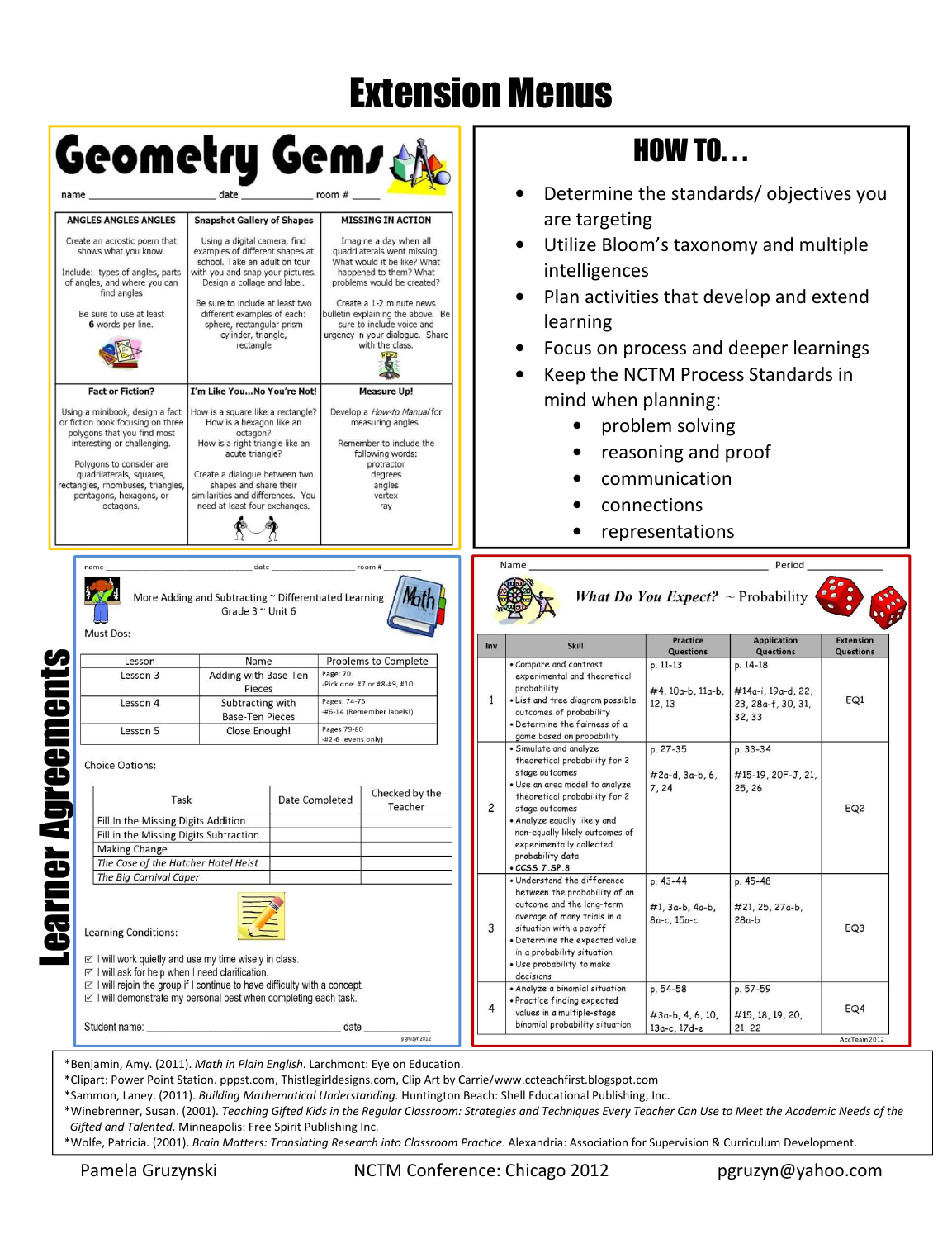# Extension Menus

## Geometry Gems

name ____________________ date ______________ room # _____

| ANGLES ANGLES ANGLES | Snapshot Gallery of Shapes | MISSING IN ACTION |
|---|---|---|
| Create an acrostic poem that shows what you know. Include: types of angles, parts of angles, and where you can find angles. Be sure to use at least 6 words per line. | Using a digital camera, find examples of different shapes at school. Take an adult on tour with you and snap your pictures. Design a collage and label. Be sure to include at least two different examples of each: sphere, rectangular prism, cylinder, triangle, rectangle | Imagine a day when all quadrilaterals went missing. What would it be like? What happened to them? What problems would be created? Create a 1-2 minute news bulletin explaining the above. Be sure to include voice and urgency in your dialogue. Share with the class. |
| **Fact or Fiction?** | **I'm Like You...No You're Not!** | **Measure Up!** |
| Using a minibook, design a fact or fiction book focusing on three polygons that you find most interesting or challenging. Polygons to consider are quadrilaterals, squares, rectangles, rhombuses, triangles, pentagons, hexagons, or octagons. | How is a square like a rectangle? How is a hexagon like an octagon? How is a right triangle like an acute triangle? Create a dialogue between two shapes and share their similarities and differences. You need at least four exchanges. | Develop a *How-to Manual* for measuring angles. Remember to include the following words: protractor, degrees, angles, vertex, ray |

## HOW TO...

- Determine the standards/ objectives you are targeting
- Utilize Bloom's taxonomy and multiple intelligences
- Plan activities that develop and extend learning
- Focus on process and deeper learnings
- Keep the NCTM Process Standards in mind when planning:
  - problem solving
  - reasoning and proof
  - communication
  - connections
  - representations

## Learner Agreements

name ____________________ date ______________ room # ________

More Adding and Subtracting ~ Differentiated Learning
Grade 3 ~ Unit 6

Must Dos:

| Lesson | Name | Problems to Complete |
|---|---|---|
| Lesson 3 | Adding with Base-Ten Pieces | Page: 70 -Pick one: #7 or #8-#9, #10 |
| Lesson 4 | Subtracting with Base-Ten Pieces | Pages: 74-75 -#6-14 (Remember labels!) |
| Lesson 5 | Close Enough! | Pages 79-80 -#2-6 (evens only) |

Choice Options:

| Task | Date Completed | Checked by the Teacher |
|---|---|---|
| Fill In the Missing Digits Addition | | |
| Fill in the Missing Digits Subtraction | | |
| Making Change | | |
| *The Case of the Hatcher Hotel Heist* | | |
| *The Big Carnival Caper* | | |

Learning Conditions:

☑ I will work quietly and use my time wisely in class.
☑ I will ask for help when I need clarification.
☑ I will rejoin the group if I continue to have difficulty with a concept.
☑ I will demonstrate my personal best when completing each task.

Student name: ______________________________ date ____________

## What Do You Expect? ~ Probability

Name ____________________________________ Period __________

| Inv | Skill | Practice Questions | Application Questions | Extension Questions |
|---|---|---|---|---|
| 1 | • Compare and contrast experimental and theoretical probability<br>• List and tree diagram possible outcomes of probability<br>• Determine the fairness of a game based on probability | p. 11-13<br>#4, 10a-b, 11a-b, 12, 13 | p. 14-18<br>#14a-i, 19a-d, 22, 23, 28a-f, 30, 31, 32, 33 | EQ1 |
| 2 | • Simulate and analyze theoretical probability for 2 stage outcomes<br>• Use an area model to analyze theoretical probability for 2 stage outcomes<br>• Analyze equally likely and non-equally likely outcomes of experimentally collected probability data<br>• *CCSS 7.SP.8* | p. 27-35<br>#2a-d, 3a-b, 6, 7, 24 | p. 33-34<br>#15-19, 20F-J, 21, 25, 26 | EQ2 |
| 3 | • Understand the difference between the probability of an outcome and the long-term average of many trials in a situation with a payoff<br>• Determine the expected value in a probability situation<br>• Use probability to make decisions | p. 43-44<br>#1, 3a-b, 4a-b, 8a-c, 15a-c | p. 45-48<br>#21, 25, 27a-b, 28a-b | EQ3 |
| 4 | • Analyze a binomial situation<br>• Practice finding expected values in a multiple-stage binomial probability situation | p. 54-58<br>#3a-b, 4, 6, 10, 13a-c, 17d-e | p. 57-59<br>#15, 18, 19, 20, 21, 22 | EQ4 |

AccTeam2012

---

*Benjamin, Amy. (2011). *Math in Plain English*. Larchmont: Eye on Education.
*Clipart: Power Point Station. pppst.com, Thistlegirldesigns.com, Clip Art by Carrie/www.ccteachfirst.blogspot.com
*Sammon, Laney. (2011). *Building Mathematical Understanding.* Huntington Beach: Shell Educational Publishing, Inc.
*Winebrenner, Susan. (2001). *Teaching Gifted Kids in the Regular Classroom: Strategies and Techniques Every Teacher Can Use to Meet the Academic Needs of the Gifted and Talented.* Minneapolis: Free Spirit Publishing Inc.
*Wolfe, Patricia. (2001). *Brain Matters: Translating Research into Classroom Practice*. Alexandria: Association for Supervision & Curriculum Development.

Pamela Gruzynski — NCTM Conference: Chicago 2012 — pgruzyn@yahoo.com